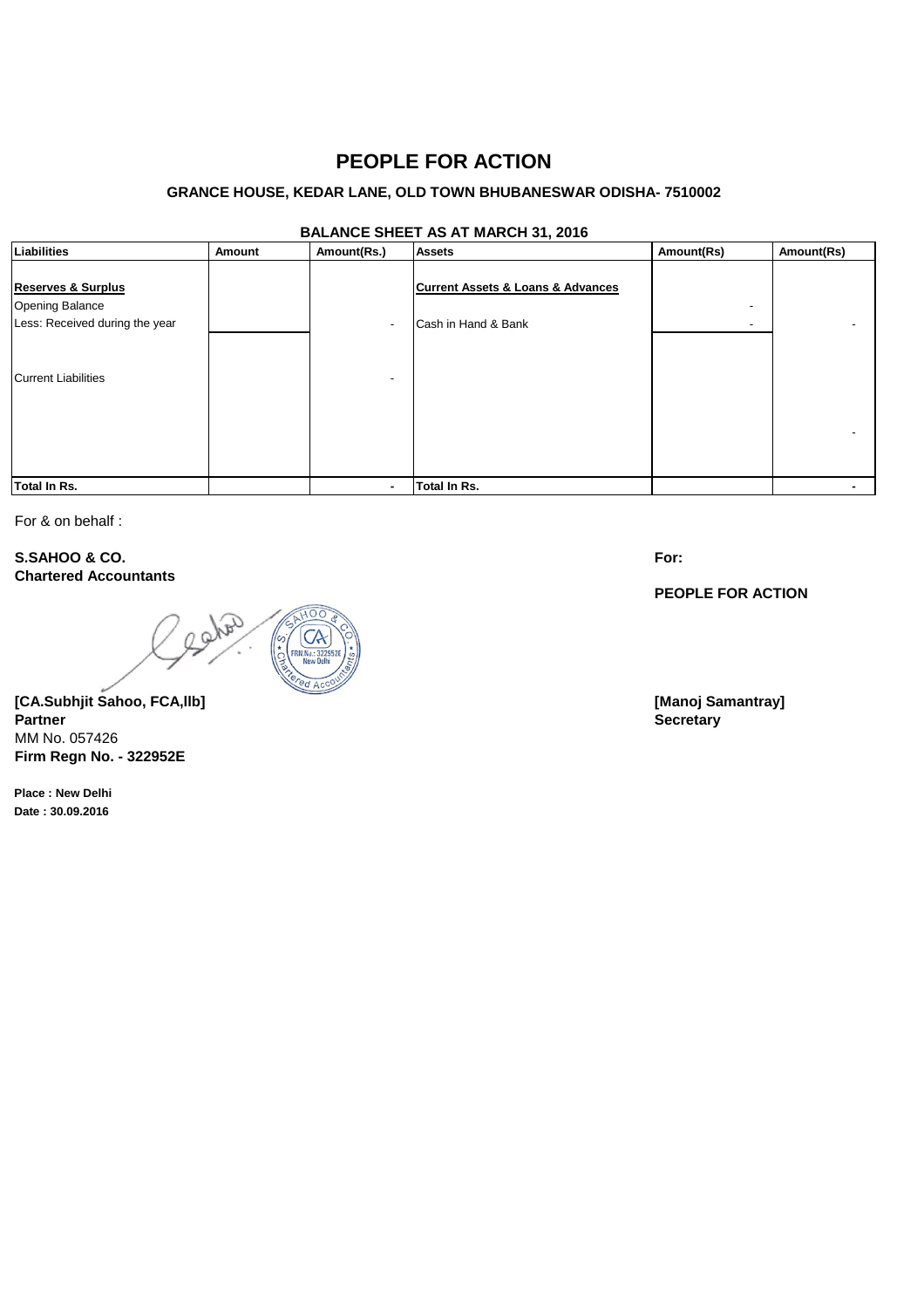# PEOPLE FOR ACTION

**GRANCE HOUSE, KEDAR LANE, OLD TOWN BHUBANESWAR ODISHA- 7510002**

**BALANCE SHEET AS AT MARCH 31, 2016**

| Liabilities | Amount | Amount(Rs.) | Assets | Amount(Rs) | Amount(Rs) |
|---|---|---|---|---|---|
| **Reserves & Surplus** | | | **Current Assets & Loans & Advances** | | |
| Opening Balance | | | | - | |
| Less: Received during the year | | - | Cash in Hand & Bank | - | - |
| Current Liabilities | | - | | | |
| | | | | | - |
| **Total In Rs.** | | **-** | **Total In Rs.** | | **-** |

For & on behalf :

**S.SAHOO & CO.**
**Chartered Accountants**

**[CA.Subhjit Sahoo, FCA,llb]**
**Partner**
MM No. 057426
**Firm Regn No. - 322952E**

**Place : New Delhi**
**Date : 30.09.2016**

**For:**

**PEOPLE FOR ACTION**

**[Manoj Samantray]**
**Secretary**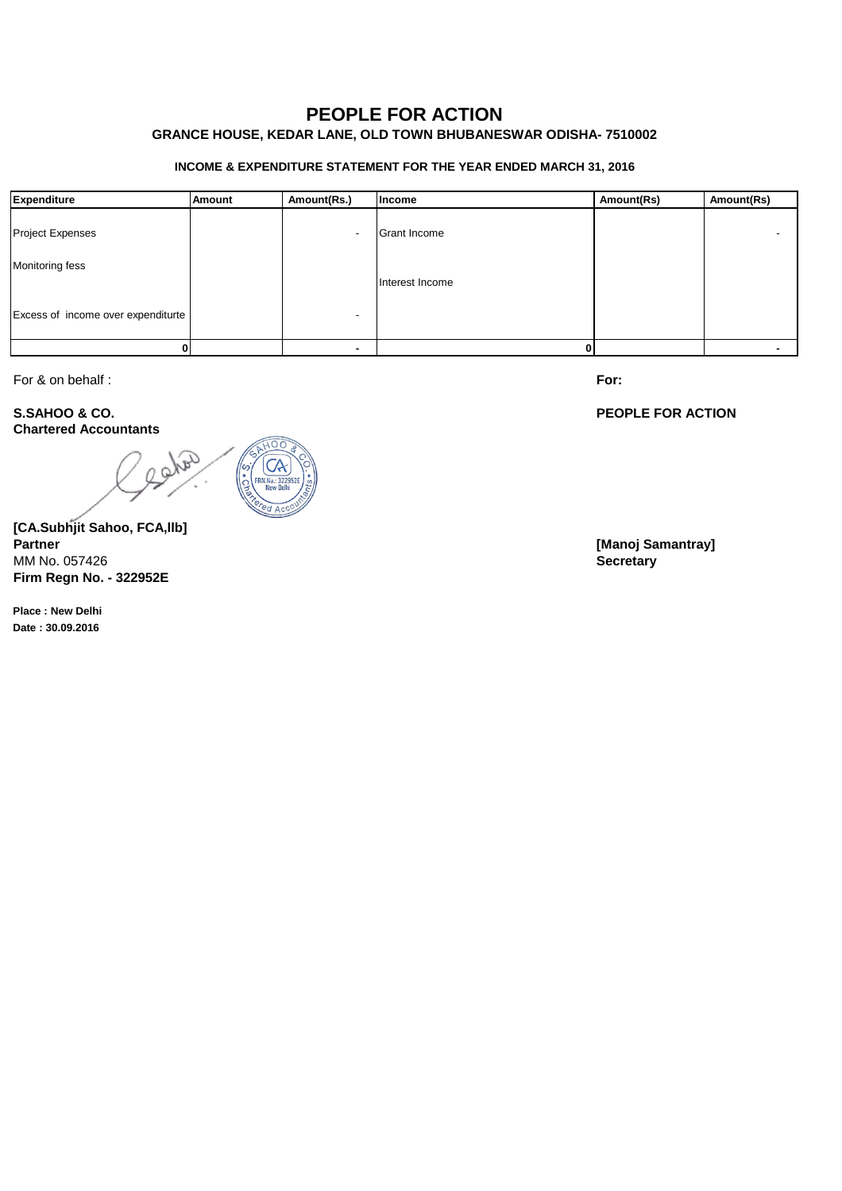# PEOPLE FOR ACTION

**GRANCE HOUSE, KEDAR LANE, OLD TOWN BHUBANESWAR ODISHA- 7510002**

**INCOME & EXPENDITURE STATEMENT FOR THE YEAR ENDED MARCH 31, 2016**

| Expenditure | Amount | Amount(Rs.) | Income | Amount(Rs) | Amount(Rs) |
|---|---|---|---|---|---|
| Project Expenses | | - | Grant Income | | - |
| Monitoring fess | | | Interest Income | | |
| Excess of income over expenditurte | | - | | | |
| 0 | | - | 0 | | - |

For & on behalf :

**S.SAHOO & CO.**
**Chartered Accountants**

**[CA.Subhjit Sahoo, FCA,llb]**
**Partner**
MM No. 057426
**Firm Regn No. - 322952E**

**Place : New Delhi**
**Date : 30.09.2016**

**For:**

**PEOPLE FOR ACTION**

**[Manoj Samantray]**
**Secretary**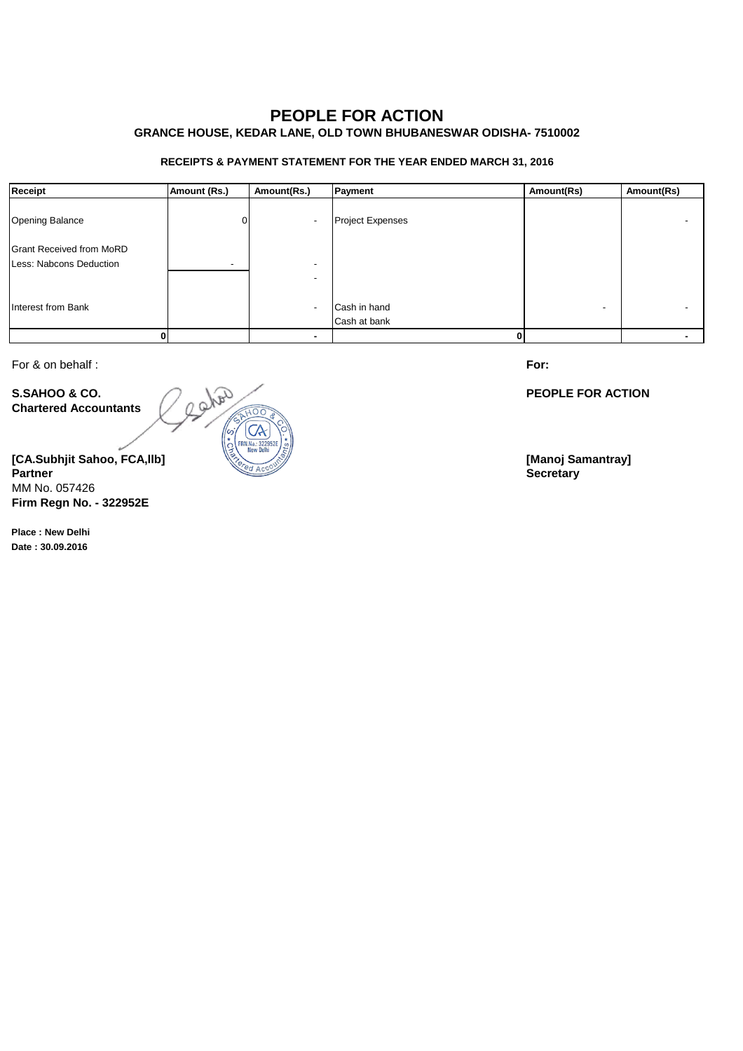# PEOPLE FOR ACTION

**GRANCE HOUSE, KEDAR LANE, OLD TOWN BHUBANESWAR ODISHA- 7510002**

**RECEIPTS & PAYMENT STATEMENT FOR THE YEAR ENDED MARCH 31, 2016**

| Receipt | Amount (Rs.) | Amount(Rs.) | Payment | Amount(Rs) | Amount(Rs) |
|---|---|---|---|---|---|
| Opening Balance | 0 | - | Project Expenses | | - |
| Grant Received from MoRD | | | | | |
| Less: Nabcons Deduction | - | - | | | |
| | | - | | | |
| Interest from Bank | | - | Cash in hand | - | - |
| | | | Cash at bank | | |
| 0 | | - | 0 | | - |

For & on behalf :

**S.SAHOO & CO.**
**Chartered Accountants**

**[CA.Subhjit Sahoo, FCA,llb]**
**Partner**
MM No. 057426
**Firm Regn No. - 322952E**

**Place : New Delhi**
**Date : 30.09.2016**

**For:**

**PEOPLE FOR ACTION**

**[Manoj Samantray]**
**Secretary**